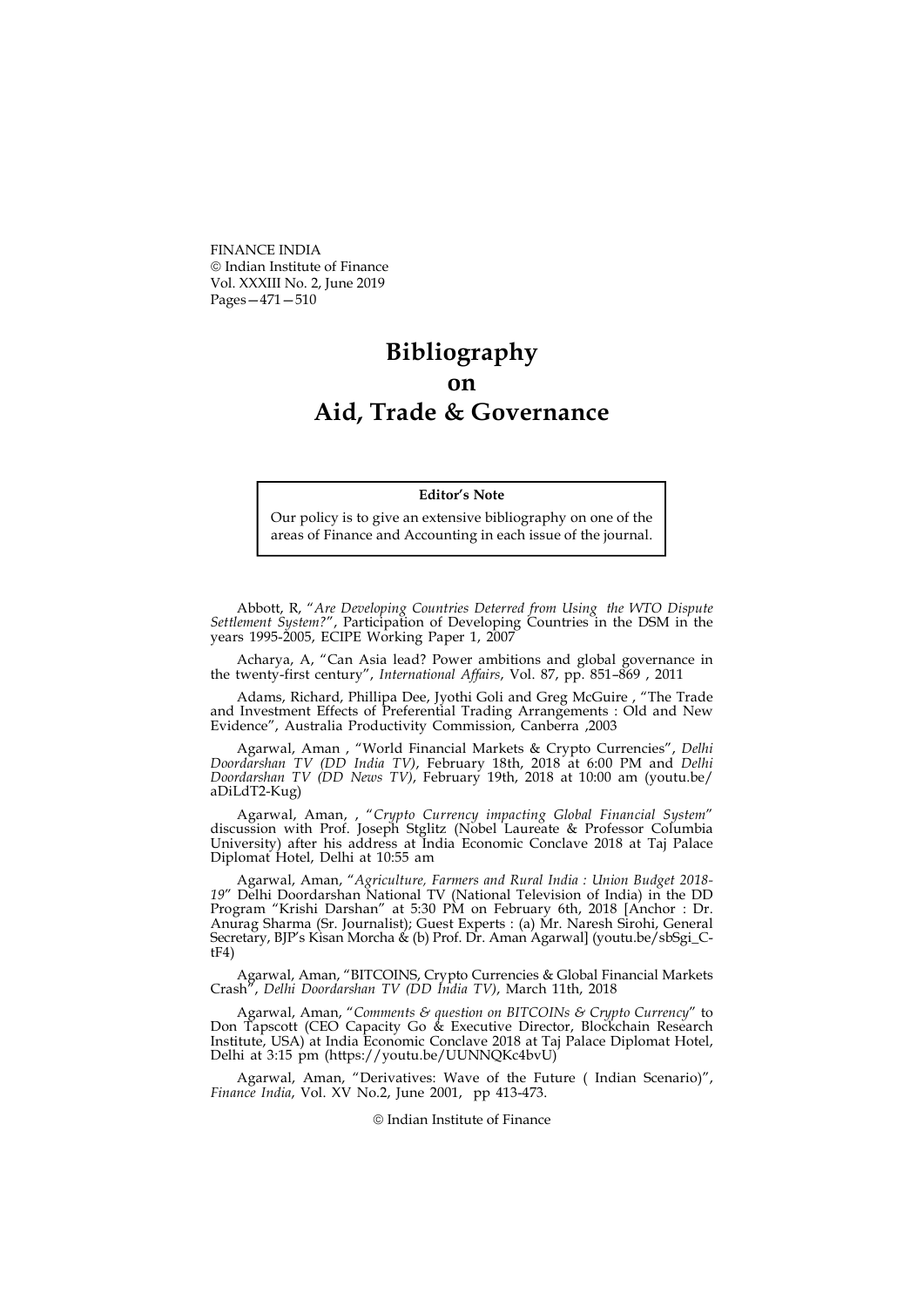# Bibliography on Aid, Trade & Governance

**Editor's Note**

Our policy is to give an extensive bibliography on one of the areas of Finance and Accounting in each issue of the journal.

Abbott, R, "*Are Developing Countries Deterred from Using the WTO Dispute Settlement System?*", Participation of Developing Countries in the DSM in the years 1995-2005, ECIPE Working Paper 1, 2007

Acharya, A, "Can Asia lead? Power ambitions and global governance in the twenty-first century", *International Affairs*, Vol. 87, pp. 851–869 , 2011

Adams, Richard, Phillipa Dee, Jyothi Goli and Greg McGuire , "The Trade and Investment Effects of Preferential Trading Arrangements : Old and New Evidence", Australia Productivity Commission, Canberra ,2003

Agarwal, Aman , "World Financial Markets & Crypto Currencies", *Delhi Doordarshan TV (DD India TV)*, February 18th, 2018 at 6:00 PM and *Delhi Doordarshan TV (DD News TV)*, February 19th, 2018 at 10:00 am (youtu.be/aDiLdT2-Kug)

Agarwal, Aman, , "*Crypto Currency impacting Global Financial System*" discussion with Prof. Joseph Stglitz (Nobel Laureate & Professor Columbia University) after his address at India Economic Conclave 2018 at Taj Palace Diplomat Hotel, Delhi at 10:55 am

Agarwal, Aman, "*Agriculture, Farmers and Rural India : Union Budget 2018-19*" Delhi Doordarshan National TV (National Television of India) in the DD Program "Krishi Darshan" at 5:30 PM on February 6th, 2018 [Anchor : Dr. Anurag Sharma (Sr. Journalist); Guest Experts : (a) Mr. Naresh Sirohi, General Secretary, BJP's Kisan Morcha & (b) Prof. Dr. Aman Agarwal] (youtu.be/sbSgi_C-tF4)

Agarwal, Aman, "BITCOINS, Crypto Currencies & Global Financial Markets Crash", *Delhi Doordarshan TV (DD India TV)*, March 11th, 2018

Agarwal, Aman, "*Comments & question on BITCOINs & Crypto Currency*" to Don Tapscott (CEO Capacity Go & Executive Director, Blockchain Research Institute, USA) at India Economic Conclave 2018 at Taj Palace Diplomat Hotel, Delhi at 3:15 pm (https://youtu.be/UUNNQKc4bvU)

Agarwal, Aman, "Derivatives: Wave of the Future ( Indian Scenario)", *Finance India*, Vol. XV No.2, June 2001, pp 413-473.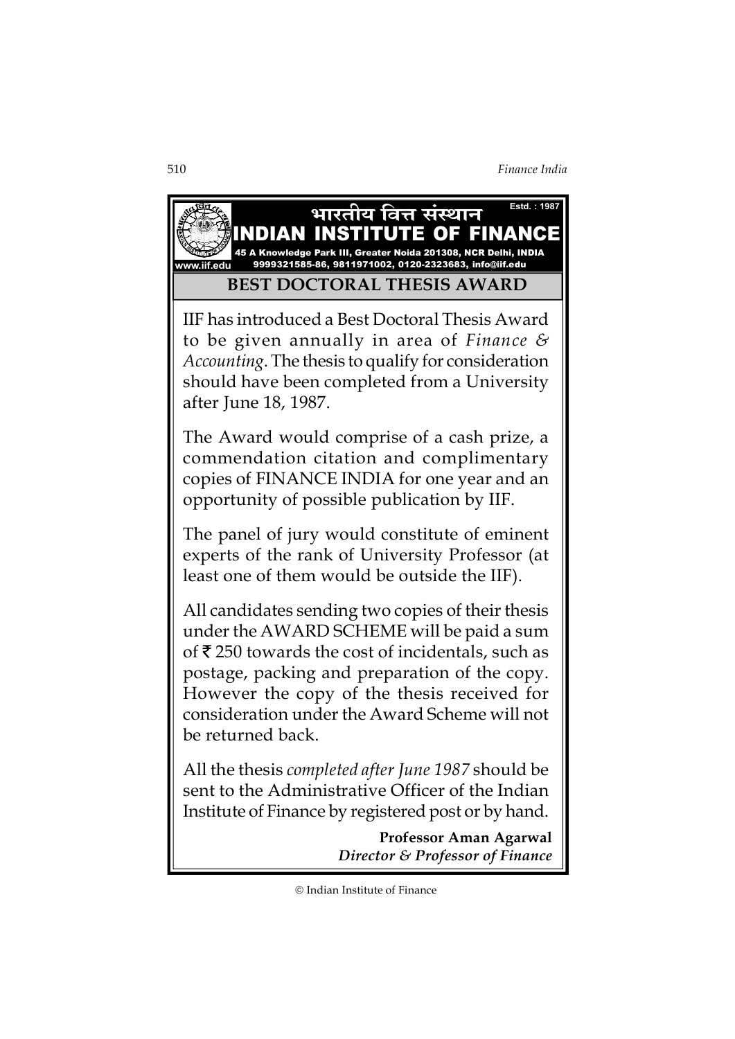Estd. : 1987

# भारतीय वित्त संस्थान
# INDIAN INSTITUTE OF FINANCE

45 A Knowledge Park III, Greater Noida 201308, NCR Delhi, INDIA

www.iif.edu 9999321585-86, 9811971002, 0120-2323683, info@iif.edu

## BEST DOCTORAL THESIS AWARD

IIF has introduced a Best Doctoral Thesis Award to be given annually in area of *Finance & Accounting*. The thesis to qualify for consideration should have been completed from a University after June 18, 1987.

The Award would comprise of a cash prize, a commendation citation and complimentary copies of FINANCE INDIA for one year and an opportunity of possible publication by IIF.

The panel of jury would constitute of eminent experts of the rank of University Professor (at least one of them would be outside the IIF).

All candidates sending two copies of their thesis under the AWARD SCHEME will be paid a sum of ₹ 250 towards the cost of incidentals, such as postage, packing and preparation of the copy. However the copy of the thesis received for consideration under the Award Scheme will not be returned back.

All the thesis *completed after June 1987* should be sent to the Administrative Officer of the Indian Institute of Finance by registered post or by hand.

**Professor Aman Agarwal**
***Director & Professor of Finance***

© Indian Institute of Finance